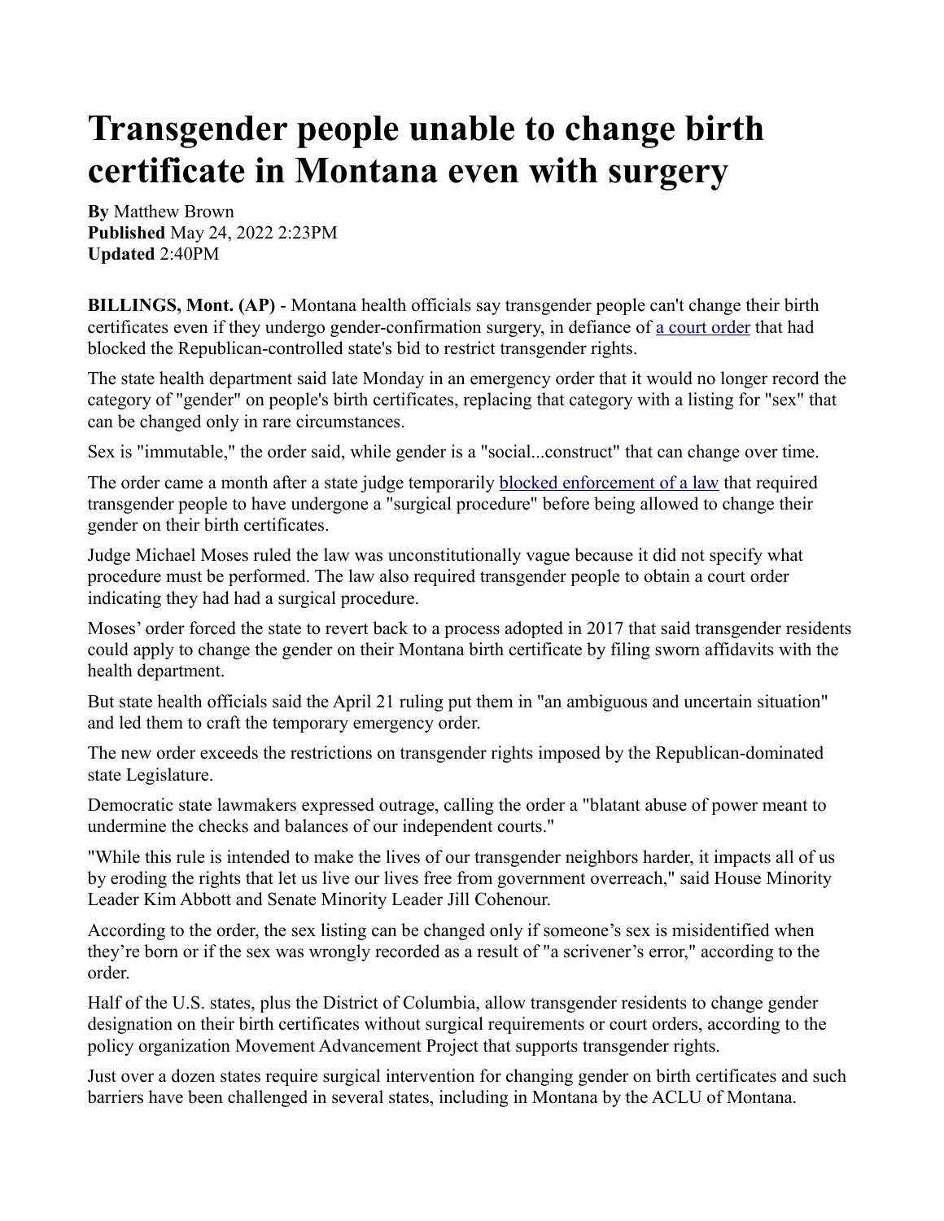# Transgender people unable to change birth certificate in Montana even with surgery

**By** Matthew Brown
**Published** May 24, 2022 2:23PM
**Updated** 2:40PM

**BILLINGS, Mont. (AP)** - Montana health officials say transgender people can't change their birth certificates even if they undergo gender-confirmation surgery, in defiance of a court order that had blocked the Republican-controlled state's bid to restrict transgender rights.

The state health department said late Monday in an emergency order that it would no longer record the category of "gender" on people's birth certificates, replacing that category with a listing for "sex" that can be changed only in rare circumstances.

Sex is "immutable," the order said, while gender is a "social...construct" that can change over time.

The order came a month after a state judge temporarily blocked enforcement of a law that required transgender people to have undergone a "surgical procedure" before being allowed to change their gender on their birth certificates.

Judge Michael Moses ruled the law was unconstitutionally vague because it did not specify what procedure must be performed. The law also required transgender people to obtain a court order indicating they had had a surgical procedure.

Moses' order forced the state to revert back to a process adopted in 2017 that said transgender residents could apply to change the gender on their Montana birth certificate by filing sworn affidavits with the health department.

But state health officials said the April 21 ruling put them in "an ambiguous and uncertain situation" and led them to craft the temporary emergency order.

The new order exceeds the restrictions on transgender rights imposed by the Republican-dominated state Legislature.

Democratic state lawmakers expressed outrage, calling the order a "blatant abuse of power meant to undermine the checks and balances of our independent courts."

"While this rule is intended to make the lives of our transgender neighbors harder, it impacts all of us by eroding the rights that let us live our lives free from government overreach," said House Minority Leader Kim Abbott and Senate Minority Leader Jill Cohenour.

According to the order, the sex listing can be changed only if someone's sex is misidentified when they're born or if the sex was wrongly recorded as a result of "a scrivener's error," according to the order.

Half of the U.S. states, plus the District of Columbia, allow transgender residents to change gender designation on their birth certificates without surgical requirements or court orders, according to the policy organization Movement Advancement Project that supports transgender rights.

Just over a dozen states require surgical intervention for changing gender on birth certificates and such barriers have been challenged in several states, including in Montana by the ACLU of Montana.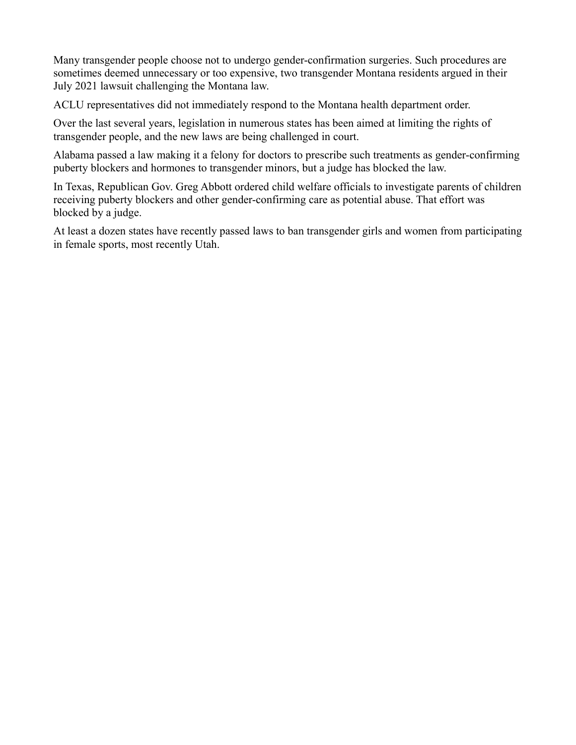Many transgender people choose not to undergo gender-confirmation surgeries. Such procedures are sometimes deemed unnecessary or too expensive, two transgender Montana residents argued in their July 2021 lawsuit challenging the Montana law.

ACLU representatives did not immediately respond to the Montana health department order.

Over the last several years, legislation in numerous states has been aimed at limiting the rights of transgender people, and the new laws are being challenged in court.

Alabama passed a law making it a felony for doctors to prescribe such treatments as gender-confirming puberty blockers and hormones to transgender minors, but a judge has blocked the law.

In Texas, Republican Gov. Greg Abbott ordered child welfare officials to investigate parents of children receiving puberty blockers and other gender-confirming care as potential abuse. That effort was blocked by a judge.

At least a dozen states have recently passed laws to ban transgender girls and women from participating in female sports, most recently Utah.